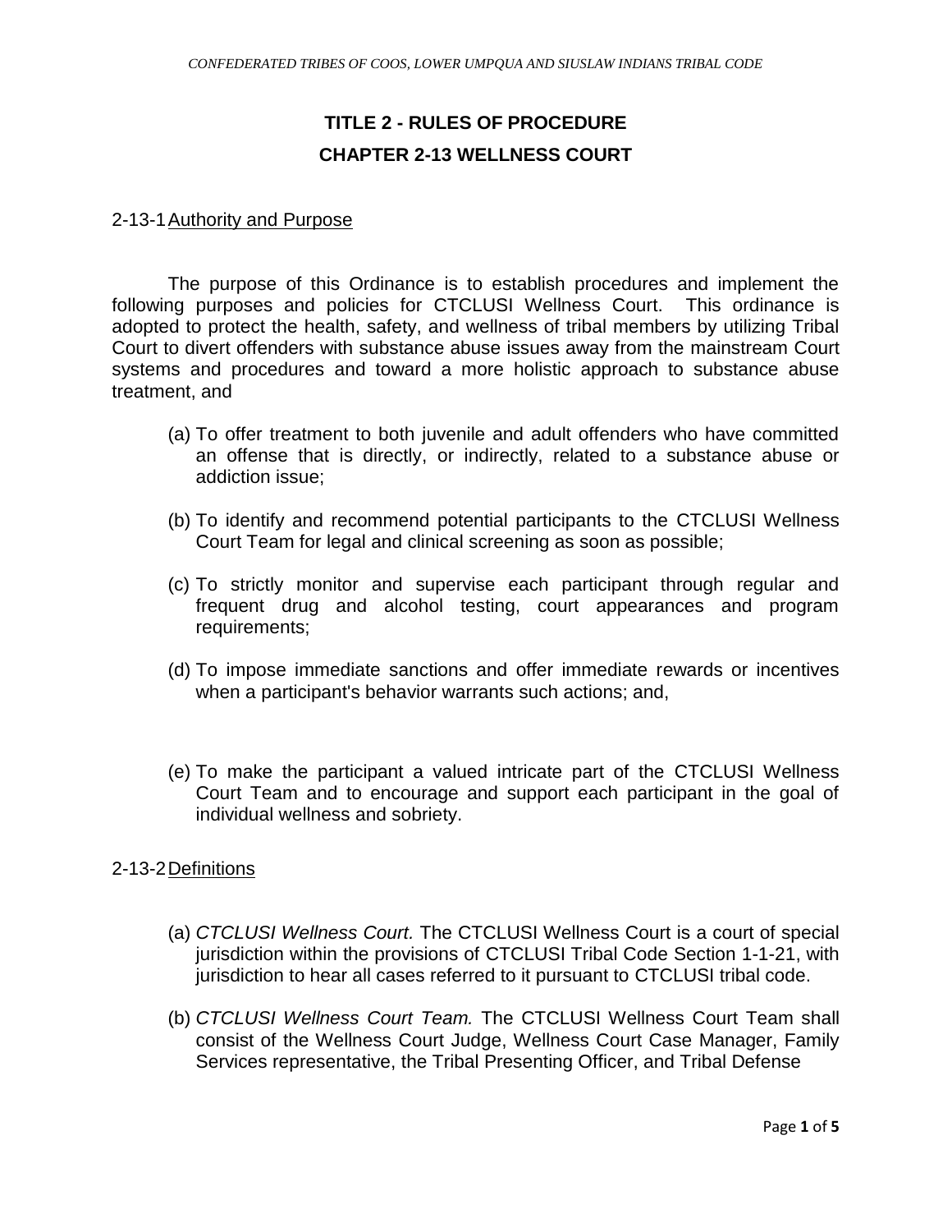# TITLE 2 - RULES OF PROCEDURE

## CHAPTER 2-13 WELLNESS COURT

### 2-13-1 Authority and Purpose

The purpose of this Ordinance is to establish procedures and implement the following purposes and policies for CTCLUSI Wellness Court. This ordinance is adopted to protect the health, safety, and wellness of tribal members by utilizing Tribal Court to divert offenders with substance abuse issues away from the mainstream Court systems and procedures and toward a more holistic approach to substance abuse treatment, and

(a) To offer treatment to both juvenile and adult offenders who have committed an offense that is directly, or indirectly, related to a substance abuse or addiction issue;

(b) To identify and recommend potential participants to the CTCLUSI Wellness Court Team for legal and clinical screening as soon as possible;

(c) To strictly monitor and supervise each participant through regular and frequent drug and alcohol testing, court appearances and program requirements;

(d) To impose immediate sanctions and offer immediate rewards or incentives when a participant's behavior warrants such actions; and,

(e) To make the participant a valued intricate part of the CTCLUSI Wellness Court Team and to encourage and support each participant in the goal of individual wellness and sobriety.

### 2-13-2 Definitions

(a) *CTCLUSI Wellness Court.* The CTCLUSI Wellness Court is a court of special jurisdiction within the provisions of CTCLUSI Tribal Code Section 1-1-21, with jurisdiction to hear all cases referred to it pursuant to CTCLUSI tribal code.

(b) *CTCLUSI Wellness Court Team.* The CTCLUSI Wellness Court Team shall consist of the Wellness Court Judge, Wellness Court Case Manager, Family Services representative, the Tribal Presenting Officer, and Tribal Defense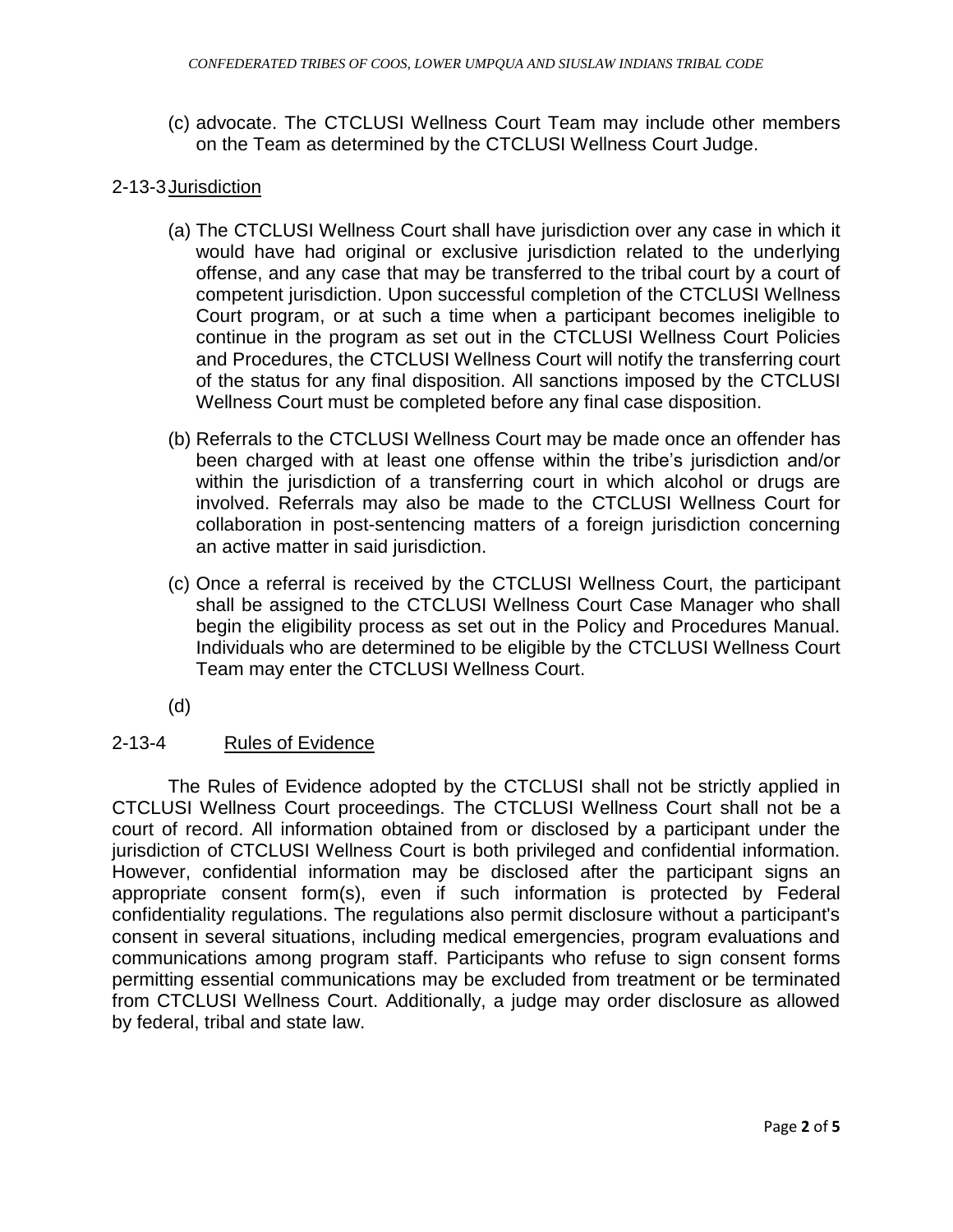(c) advocate. The CTCLUSI Wellness Court Team may include other members on the Team as determined by the CTCLUSI Wellness Court Judge.

## 2-13-3 Jurisdiction

(a) The CTCLUSI Wellness Court shall have jurisdiction over any case in which it would have had original or exclusive jurisdiction related to the underlying offense, and any case that may be transferred to the tribal court by a court of competent jurisdiction. Upon successful completion of the CTCLUSI Wellness Court program, or at such a time when a participant becomes ineligible to continue in the program as set out in the CTCLUSI Wellness Court Policies and Procedures, the CTCLUSI Wellness Court will notify the transferring court of the status for any final disposition. All sanctions imposed by the CTCLUSI Wellness Court must be completed before any final case disposition.

(b) Referrals to the CTCLUSI Wellness Court may be made once an offender has been charged with at least one offense within the tribe's jurisdiction and/or within the jurisdiction of a transferring court in which alcohol or drugs are involved. Referrals may also be made to the CTCLUSI Wellness Court for collaboration in post-sentencing matters of a foreign jurisdiction concerning an active matter in said jurisdiction.

(c) Once a referral is received by the CTCLUSI Wellness Court, the participant shall be assigned to the CTCLUSI Wellness Court Case Manager who shall begin the eligibility process as set out in the Policy and Procedures Manual. Individuals who are determined to be eligible by the CTCLUSI Wellness Court Team may enter the CTCLUSI Wellness Court.

(d)

## 2-13-4 Rules of Evidence

The Rules of Evidence adopted by the CTCLUSI shall not be strictly applied in CTCLUSI Wellness Court proceedings. The CTCLUSI Wellness Court shall not be a court of record. All information obtained from or disclosed by a participant under the jurisdiction of CTCLUSI Wellness Court is both privileged and confidential information. However, confidential information may be disclosed after the participant signs an appropriate consent form(s), even if such information is protected by Federal confidentiality regulations. The regulations also permit disclosure without a participant's consent in several situations, including medical emergencies, program evaluations and communications among program staff. Participants who refuse to sign consent forms permitting essential communications may be excluded from treatment or be terminated from CTCLUSI Wellness Court. Additionally, a judge may order disclosure as allowed by federal, tribal and state law.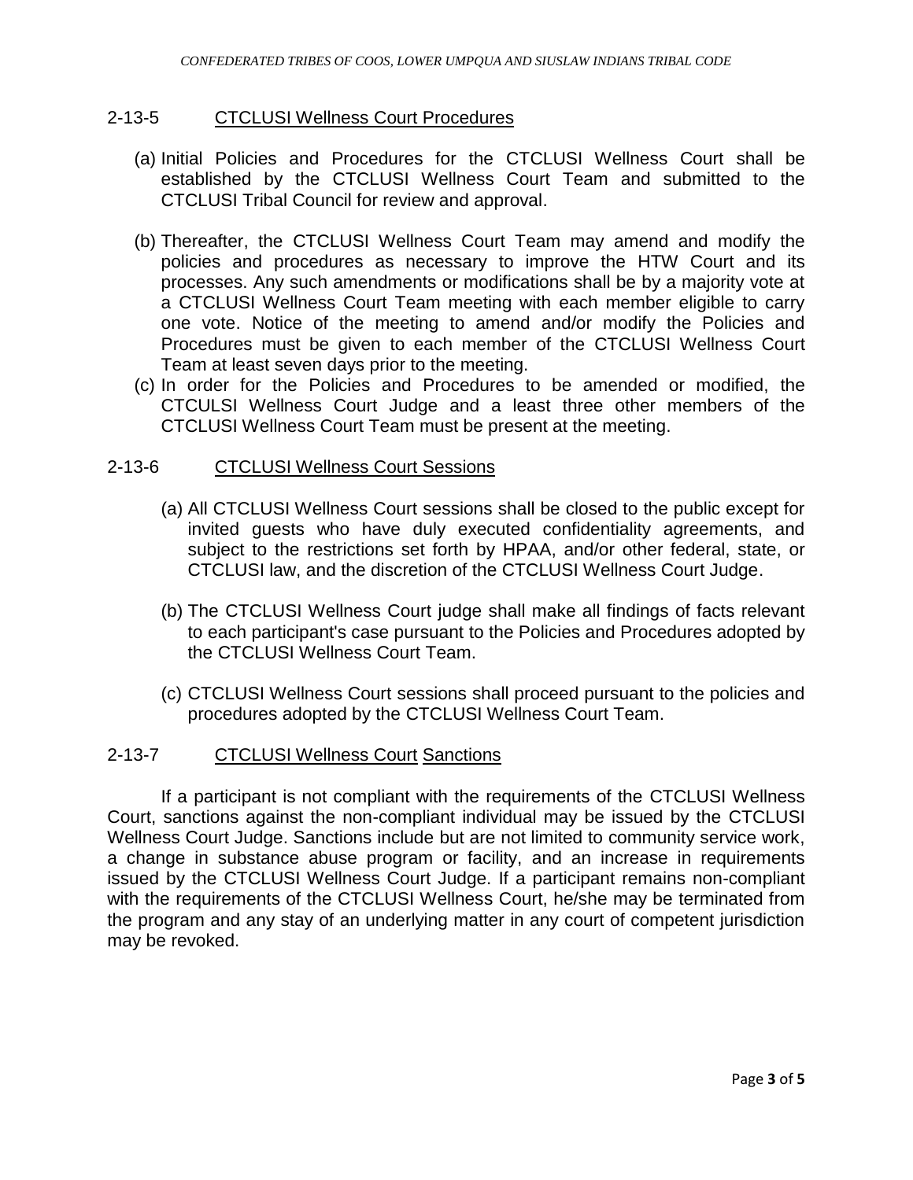## 2-13-5 CTCLUSI Wellness Court Procedures

(a) Initial Policies and Procedures for the CTCLUSI Wellness Court shall be established by the CTCLUSI Wellness Court Team and submitted to the CTCLUSI Tribal Council for review and approval.

(b) Thereafter, the CTCLUSI Wellness Court Team may amend and modify the policies and procedures as necessary to improve the HTW Court and its processes. Any such amendments or modifications shall be by a majority vote at a CTCLUSI Wellness Court Team meeting with each member eligible to carry one vote. Notice of the meeting to amend and/or modify the Policies and Procedures must be given to each member of the CTCLUSI Wellness Court Team at least seven days prior to the meeting.

(c) In order for the Policies and Procedures to be amended or modified, the CTCULSI Wellness Court Judge and a least three other members of the CTCLUSI Wellness Court Team must be present at the meeting.

## 2-13-6 CTCLUSI Wellness Court Sessions

(a) All CTCLUSI Wellness Court sessions shall be closed to the public except for invited guests who have duly executed confidentiality agreements, and subject to the restrictions set forth by HPAA, and/or other federal, state, or CTCLUSI law, and the discretion of the CTCLUSI Wellness Court Judge.

(b) The CTCLUSI Wellness Court judge shall make all findings of facts relevant to each participant's case pursuant to the Policies and Procedures adopted by the CTCLUSI Wellness Court Team.

(c) CTCLUSI Wellness Court sessions shall proceed pursuant to the policies and procedures adopted by the CTCLUSI Wellness Court Team.

## 2-13-7 CTCLUSI Wellness Court Sanctions

If a participant is not compliant with the requirements of the CTCLUSI Wellness Court, sanctions against the non-compliant individual may be issued by the CTCLUSI Wellness Court Judge. Sanctions include but are not limited to community service work, a change in substance abuse program or facility, and an increase in requirements issued by the CTCLUSI Wellness Court Judge. If a participant remains non-compliant with the requirements of the CTCLUSI Wellness Court, he/she may be terminated from the program and any stay of an underlying matter in any court of competent jurisdiction may be revoked.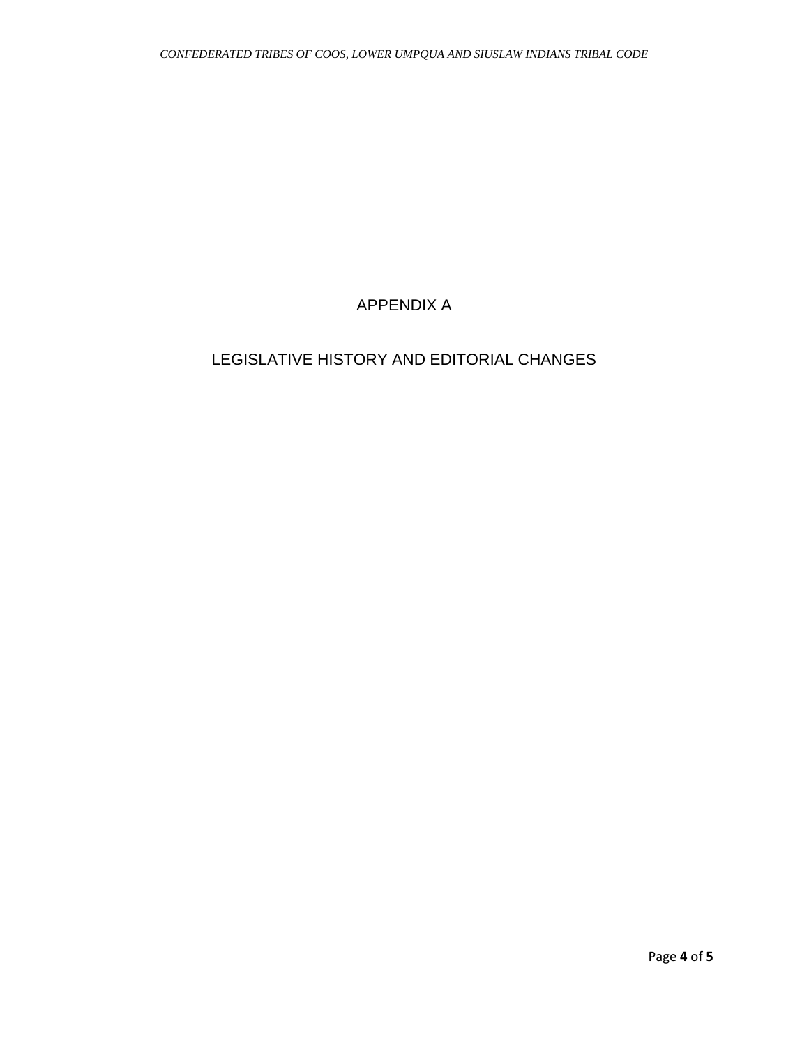# APPENDIX A

## LEGISLATIVE HISTORY AND EDITORIAL CHANGES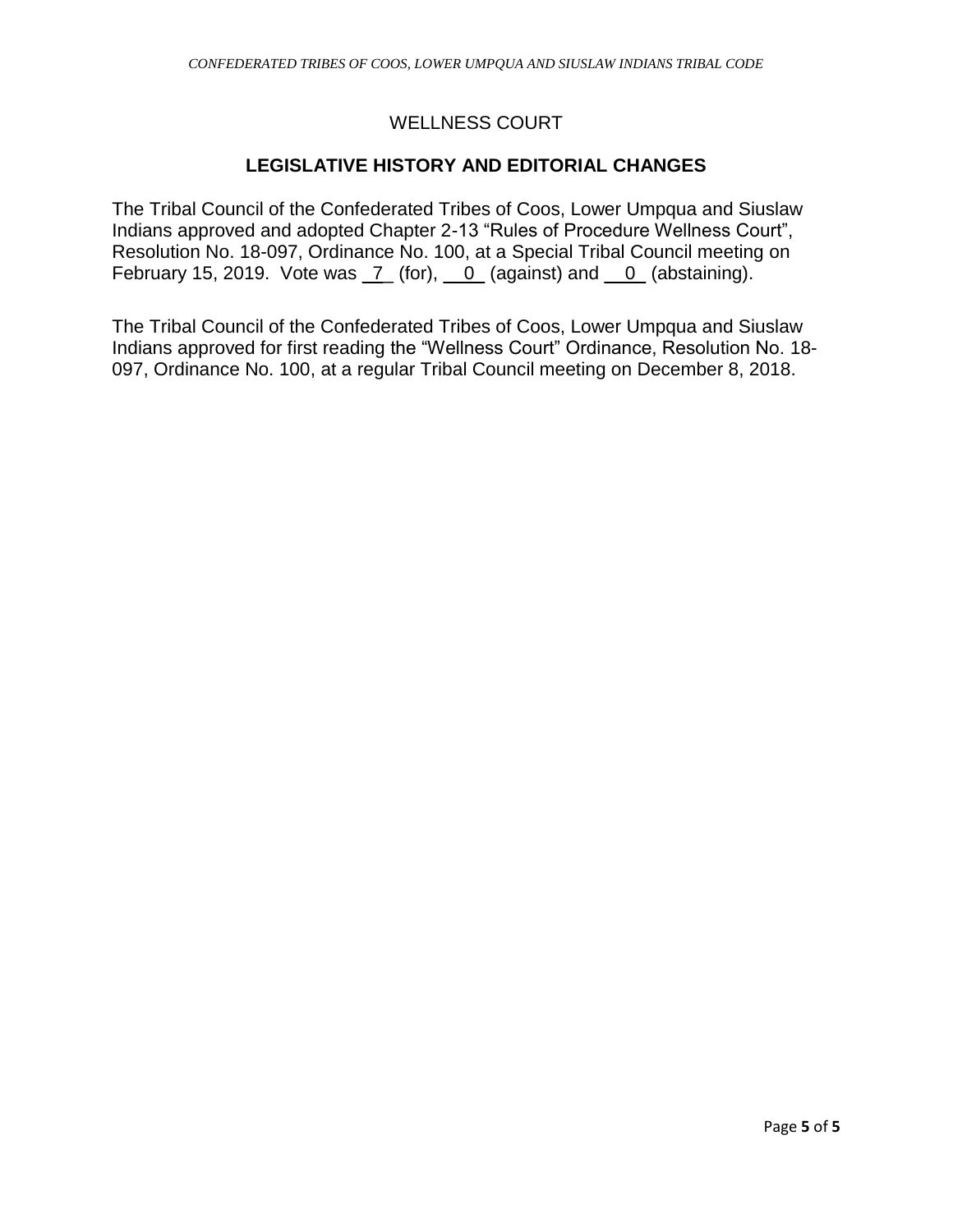## WELLNESS COURT

### LEGISLATIVE HISTORY AND EDITORIAL CHANGES

The Tribal Council of the Confederated Tribes of Coos, Lower Umpqua and Siuslaw Indians approved and adopted Chapter 2-13 "Rules of Procedure Wellness Court", Resolution No. 18-097, Ordinance No. 100, at a Special Tribal Council meeting on February 15, 2019. Vote was 7 (for), 0 (against) and 0 (abstaining).

The Tribal Council of the Confederated Tribes of Coos, Lower Umpqua and Siuslaw Indians approved for first reading the "Wellness Court" Ordinance, Resolution No. 18-097, Ordinance No. 100, at a regular Tribal Council meeting on December 8, 2018.